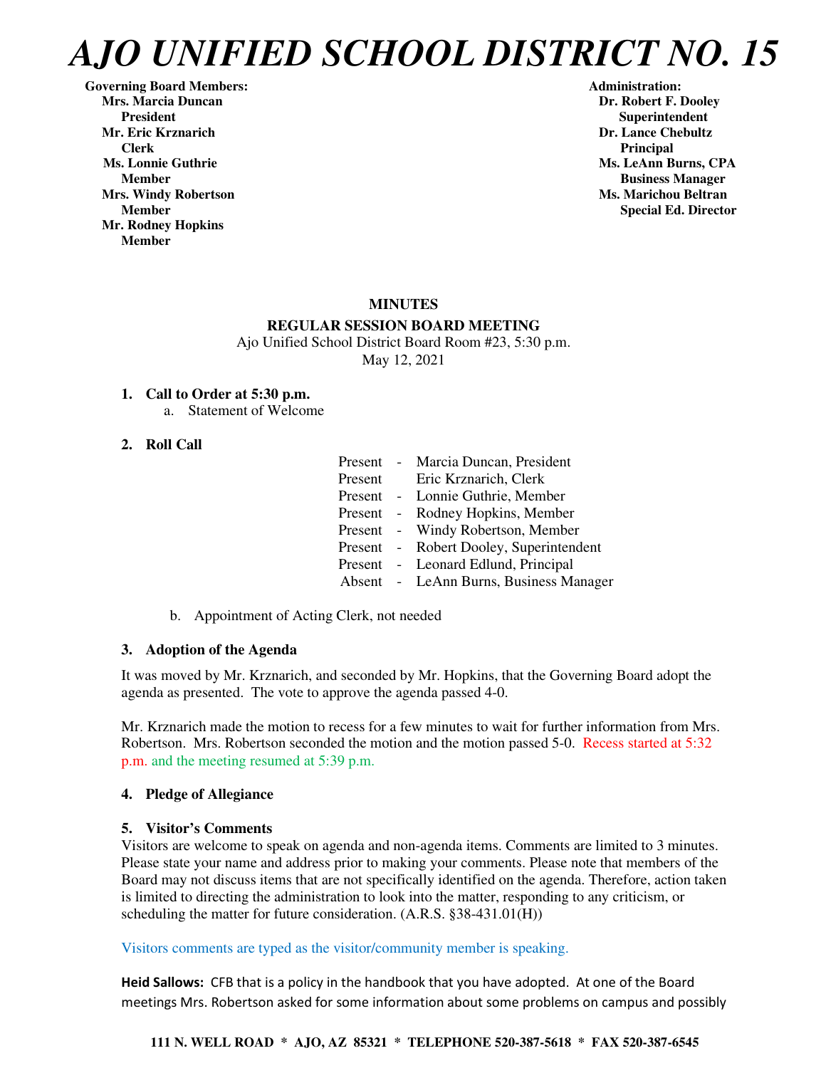# AJO UNIFIED SCHOOL DISTRICT NO. 15

**Governing Board Members:**
**Mrs. Marcia Duncan**
**President**
**Mr. Eric Krznarich**
**Clerk**
**Ms. Lonnie Guthrie**
**Member**
**Mrs. Windy Robertson**
**Member**
**Mr. Rodney Hopkins**
**Member**

**Administration:**
**Dr. Robert F. Dooley**
**Superintendent**
**Dr. Lance Chebultz**
**Principal**
**Ms. LeAnn Burns, CPA**
**Business Manager**
**Ms. Marichou Beltran**
**Special Ed. Director**

**MINUTES**

**REGULAR SESSION BOARD MEETING**

Ajo Unified School District Board Room #23, 5:30 p.m.
May 12, 2021

1. **Call to Order at 5:30 p.m.**
   a. Statement of Welcome

2. **Roll Call**

| | | |
|---|---|---|
| Present | - | Marcia Duncan, President |
| Present | | Eric Krznarich, Clerk |
| Present | - | Lonnie Guthrie, Member |
| Present | - | Rodney Hopkins, Member |
| Present | - | Windy Robertson, Member |
| Present | - | Robert Dooley, Superintendent |
| Present | - | Leonard Edlund, Principal |
| Absent | - | LeAnn Burns, Business Manager |

   b. Appointment of Acting Clerk, not needed

3. **Adoption of the Agenda**

It was moved by Mr. Krznarich, and seconded by Mr. Hopkins, that the Governing Board adopt the agenda as presented. The vote to approve the agenda passed 4-0.

Mr. Krznarich made the motion to recess for a few minutes to wait for further information from Mrs. Robertson. Mrs. Robertson seconded the motion and the motion passed 5-0. Recess started at 5:32 p.m. and the meeting resumed at 5:39 p.m.

4. **Pledge of Allegiance**

5. **Visitor's Comments**

Visitors are welcome to speak on agenda and non-agenda items. Comments are limited to 3 minutes. Please state your name and address prior to making your comments. Please note that members of the Board may not discuss items that are not specifically identified on the agenda. Therefore, action taken is limited to directing the administration to look into the matter, responding to any criticism, or scheduling the matter for future consideration. (A.R.S. §38-431.01(H))

Visitors comments are typed as the visitor/community member is speaking.

**Heid Sallows:** CFB that is a policy in the handbook that you have adopted. At one of the Board meetings Mrs. Robertson asked for some information about some problems on campus and possibly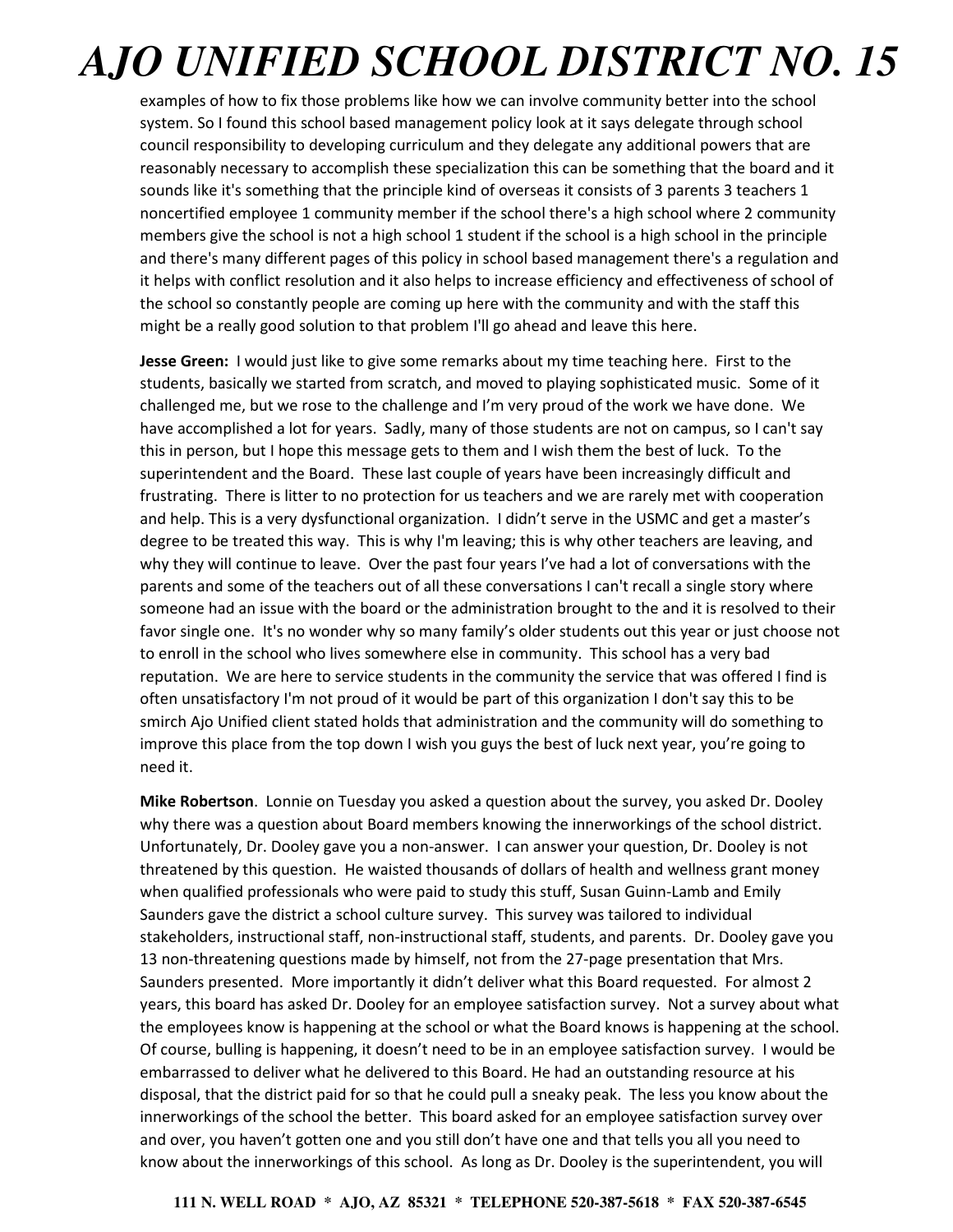examples of how to fix those problems like how we can involve community better into the school system. So I found this school based management policy look at it says delegate through school council responsibility to developing curriculum and they delegate any additional powers that are reasonably necessary to accomplish these specialization this can be something that the board and it sounds like it's something that the principle kind of overseas it consists of 3 parents 3 teachers 1 noncertified employee 1 community member if the school there's a high school where 2 community members give the school is not a high school 1 student if the school is a high school in the principle and there's many different pages of this policy in school based management there's a regulation and it helps with conflict resolution and it also helps to increase efficiency and effectiveness of school of the school so constantly people are coming up here with the community and with the staff this might be a really good solution to that problem I'll go ahead and leave this here.

**Jesse Green:** I would just like to give some remarks about my time teaching here. First to the students, basically we started from scratch, and moved to playing sophisticated music. Some of it challenged me, but we rose to the challenge and I'm very proud of the work we have done. We have accomplished a lot for years. Sadly, many of those students are not on campus, so I can't say this in person, but I hope this message gets to them and I wish them the best of luck. To the superintendent and the Board. These last couple of years have been increasingly difficult and frustrating. There is litter to no protection for us teachers and we are rarely met with cooperation and help. This is a very dysfunctional organization. I didn't serve in the USMC and get a master's degree to be treated this way. This is why I'm leaving; this is why other teachers are leaving, and why they will continue to leave. Over the past four years I've had a lot of conversations with the parents and some of the teachers out of all these conversations I can't recall a single story where someone had an issue with the board or the administration brought to the and it is resolved to their favor single one. It's no wonder why so many family's older students out this year or just choose not to enroll in the school who lives somewhere else in community. This school has a very bad reputation. We are here to service students in the community the service that was offered I find is often unsatisfactory I'm not proud of it would be part of this organization I don't say this to be smirch Ajo Unified client stated holds that administration and the community will do something to improve this place from the top down I wish you guys the best of luck next year, you're going to need it.

**Mike Robertson**. Lonnie on Tuesday you asked a question about the survey, you asked Dr. Dooley why there was a question about Board members knowing the innerworkings of the school district. Unfortunately, Dr. Dooley gave you a non-answer. I can answer your question, Dr. Dooley is not threatened by this question. He waisted thousands of dollars of health and wellness grant money when qualified professionals who were paid to study this stuff, Susan Guinn-Lamb and Emily Saunders gave the district a school culture survey. This survey was tailored to individual stakeholders, instructional staff, non-instructional staff, students, and parents. Dr. Dooley gave you 13 non-threatening questions made by himself, not from the 27-page presentation that Mrs. Saunders presented. More importantly it didn't deliver what this Board requested. For almost 2 years, this board has asked Dr. Dooley for an employee satisfaction survey. Not a survey about what the employees know is happening at the school or what the Board knows is happening at the school. Of course, bulling is happening, it doesn't need to be in an employee satisfaction survey. I would be embarrassed to deliver what he delivered to this Board. He had an outstanding resource at his disposal, that the district paid for so that he could pull a sneaky peak. The less you know about the innerworkings of the school the better. This board asked for an employee satisfaction survey over and over, you haven't gotten one and you still don't have one and that tells you all you need to know about the innerworkings of this school. As long as Dr. Dooley is the superintendent, you will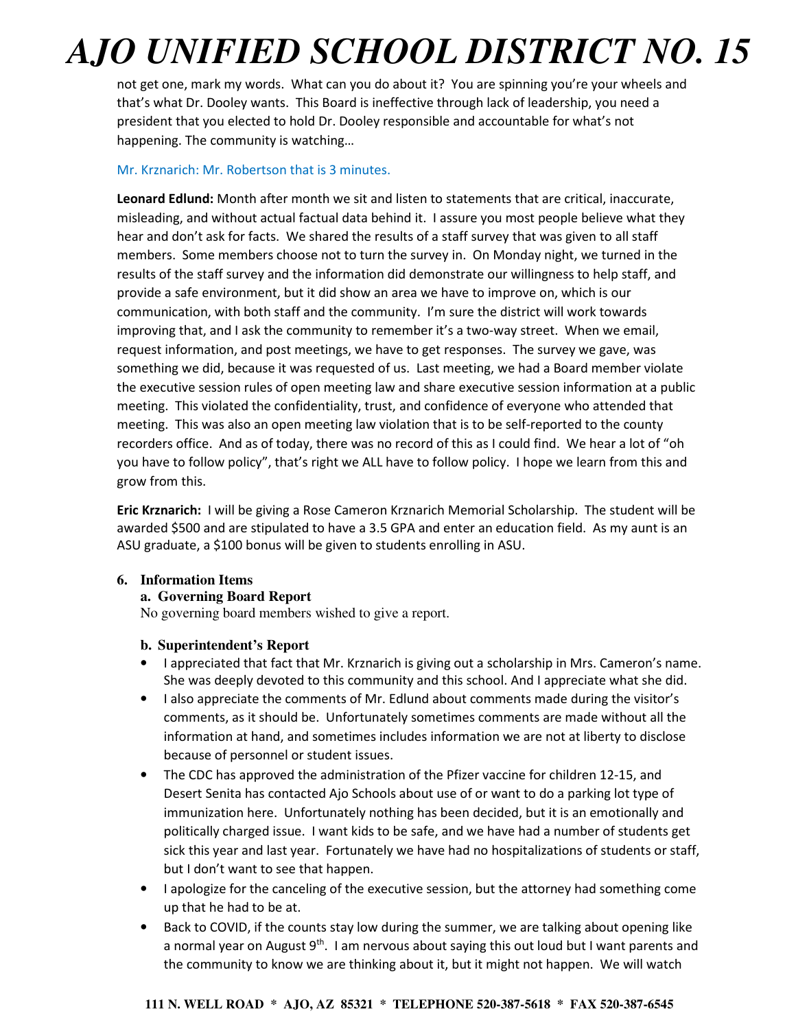not get one, mark my words. What can you do about it? You are spinning you're your wheels and that's what Dr. Dooley wants. This Board is ineffective through lack of leadership, you need a president that you elected to hold Dr. Dooley responsible and accountable for what's not happening. The community is watching…

Mr. Krznarich: Mr. Robertson that is 3 minutes.

**Leonard Edlund:** Month after month we sit and listen to statements that are critical, inaccurate, misleading, and without actual factual data behind it. I assure you most people believe what they hear and don't ask for facts. We shared the results of a staff survey that was given to all staff members. Some members choose not to turn the survey in. On Monday night, we turned in the results of the staff survey and the information did demonstrate our willingness to help staff, and provide a safe environment, but it did show an area we have to improve on, which is our communication, with both staff and the community. I'm sure the district will work towards improving that, and I ask the community to remember it's a two-way street. When we email, request information, and post meetings, we have to get responses. The survey we gave, was something we did, because it was requested of us. Last meeting, we had a Board member violate the executive session rules of open meeting law and share executive session information at a public meeting. This violated the confidentiality, trust, and confidence of everyone who attended that meeting. This was also an open meeting law violation that is to be self-reported to the county recorders office. And as of today, there was no record of this as I could find. We hear a lot of "oh you have to follow policy", that's right we ALL have to follow policy. I hope we learn from this and grow from this.

**Eric Krznarich:** I will be giving a Rose Cameron Krznarich Memorial Scholarship. The student will be awarded $500 and are stipulated to have a 3.5 GPA and enter an education field. As my aunt is an ASU graduate, a $100 bonus will be given to students enrolling in ASU.

**6. Information Items**

**a. Governing Board Report**

No governing board members wished to give a report.

**b. Superintendent's Report**

- I appreciated that fact that Mr. Krznarich is giving out a scholarship in Mrs. Cameron's name. She was deeply devoted to this community and this school. And I appreciate what she did.
- I also appreciate the comments of Mr. Edlund about comments made during the visitor's comments, as it should be. Unfortunately sometimes comments are made without all the information at hand, and sometimes includes information we are not at liberty to disclose because of personnel or student issues.
- The CDC has approved the administration of the Pfizer vaccine for children 12-15, and Desert Senita has contacted Ajo Schools about use of or want to do a parking lot type of immunization here. Unfortunately nothing has been decided, but it is an emotionally and politically charged issue. I want kids to be safe, and we have had a number of students get sick this year and last year. Fortunately we have had no hospitalizations of students or staff, but I don't want to see that happen.
- I apologize for the canceling of the executive session, but the attorney had something come up that he had to be at.
- Back to COVID, if the counts stay low during the summer, we are talking about opening like a normal year on August 9th. I am nervous about saying this out loud but I want parents and the community to know we are thinking about it, but it might not happen. We will watch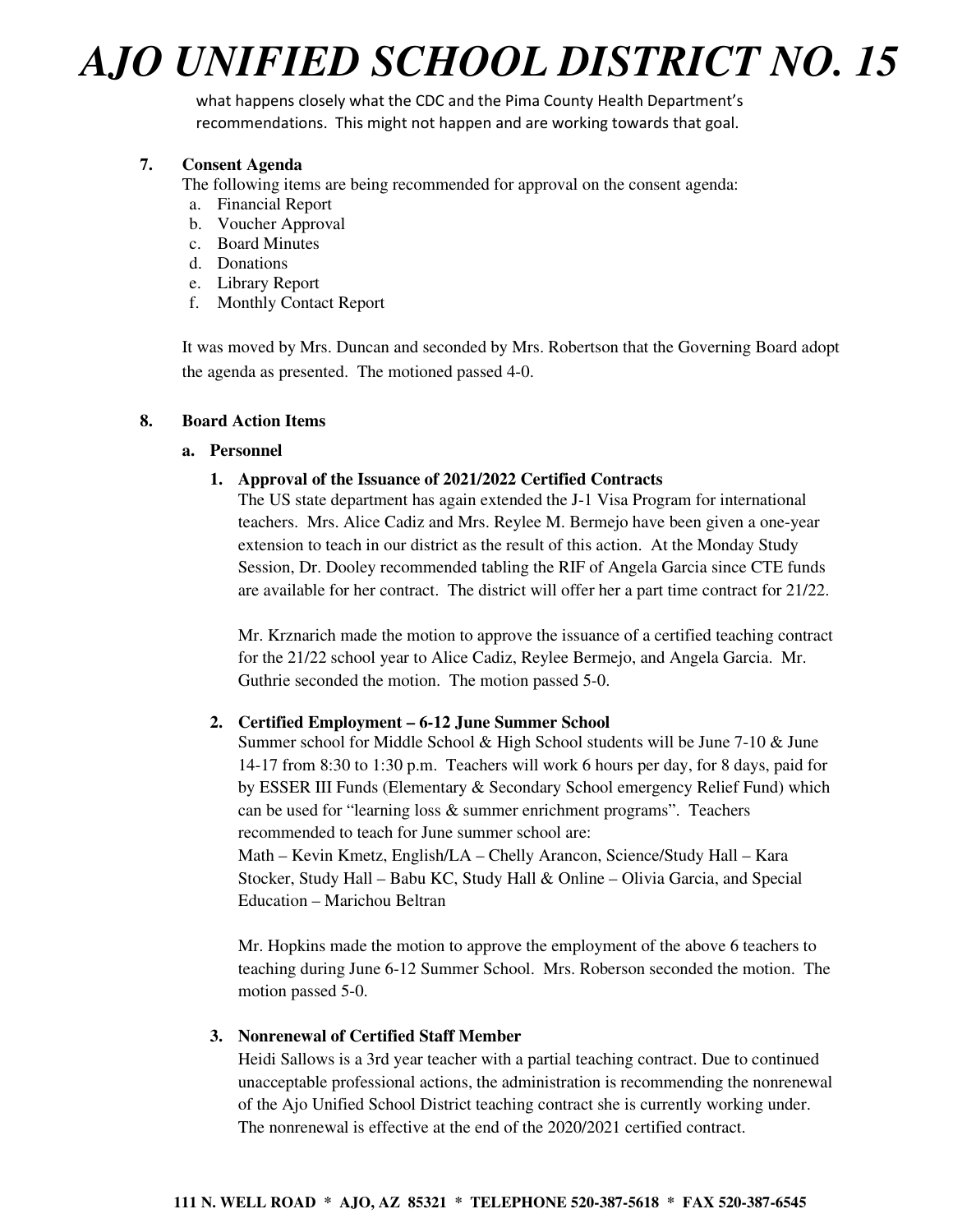what happens closely what the CDC and the Pima County Health Department's recommendations. This might not happen and are working towards that goal.

**7. Consent Agenda**

The following items are being recommended for approval on the consent agenda:

a. Financial Report
b. Voucher Approval
c. Board Minutes
d. Donations
e. Library Report
f. Monthly Contact Report

It was moved by Mrs. Duncan and seconded by Mrs. Robertson that the Governing Board adopt the agenda as presented. The motioned passed 4-0.

**8. Board Action Items**

**a. Personnel**

**1. Approval of the Issuance of 2021/2022 Certified Contracts**

The US state department has again extended the J-1 Visa Program for international teachers. Mrs. Alice Cadiz and Mrs. Reylee M. Bermejo have been given a one-year extension to teach in our district as the result of this action. At the Monday Study Session, Dr. Dooley recommended tabling the RIF of Angela Garcia since CTE funds are available for her contract. The district will offer her a part time contract for 21/22.

Mr. Krznarich made the motion to approve the issuance of a certified teaching contract for the 21/22 school year to Alice Cadiz, Reylee Bermejo, and Angela Garcia. Mr. Guthrie seconded the motion. The motion passed 5-0.

**2. Certified Employment – 6-12 June Summer School**

Summer school for Middle School & High School students will be June 7-10 & June 14-17 from 8:30 to 1:30 p.m. Teachers will work 6 hours per day, for 8 days, paid for by ESSER III Funds (Elementary & Secondary School emergency Relief Fund) which can be used for "learning loss & summer enrichment programs". Teachers recommended to teach for June summer school are:

Math – Kevin Kmetz, English/LA – Chelly Arancon, Science/Study Hall – Kara Stocker, Study Hall – Babu KC, Study Hall & Online – Olivia Garcia, and Special Education – Marichou Beltran

Mr. Hopkins made the motion to approve the employment of the above 6 teachers to teaching during June 6-12 Summer School. Mrs. Roberson seconded the motion. The motion passed 5-0.

**3. Nonrenewal of Certified Staff Member**

Heidi Sallows is a 3rd year teacher with a partial teaching contract. Due to continued unacceptable professional actions, the administration is recommending the nonrenewal of the Ajo Unified School District teaching contract she is currently working under. The nonrenewal is effective at the end of the 2020/2021 certified contract.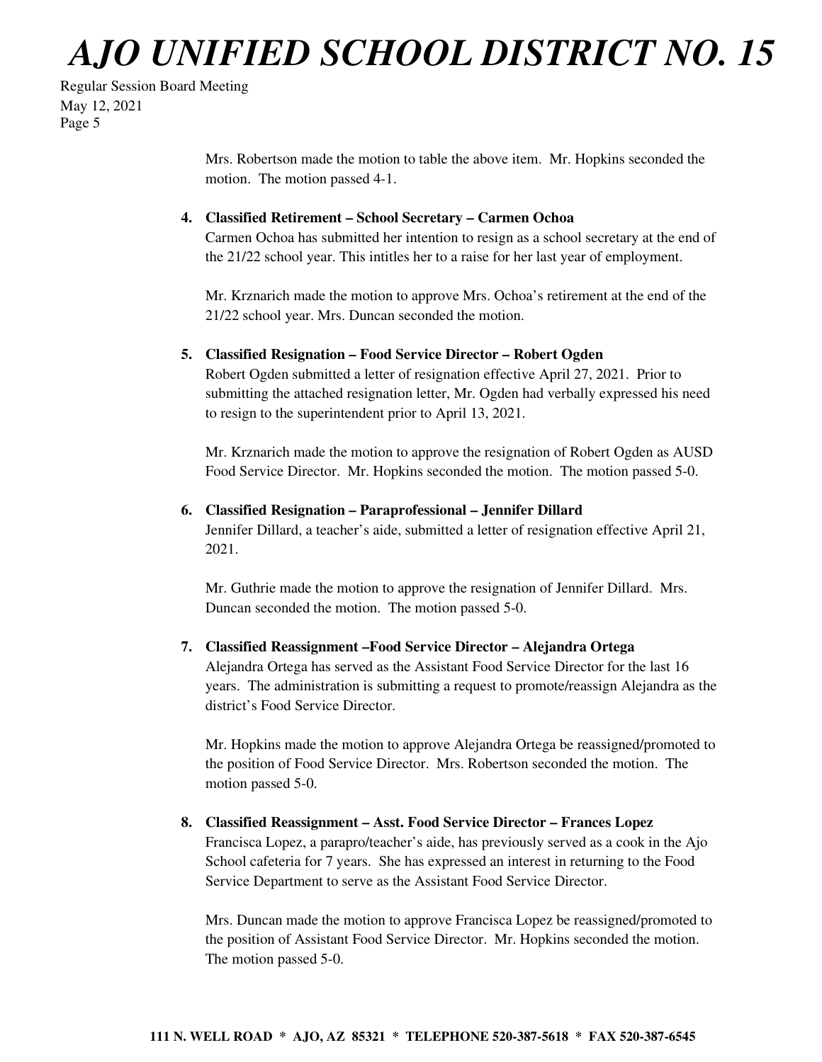Mrs. Robertson made the motion to table the above item. Mr. Hopkins seconded the motion. The motion passed 4-1.

4. **Classified Retirement – School Secretary – Carmen Ochoa**

   Carmen Ochoa has submitted her intention to resign as a school secretary at the end of the 21/22 school year. This intitles her to a raise for her last year of employment.

   Mr. Krznarich made the motion to approve Mrs. Ochoa's retirement at the end of the 21/22 school year. Mrs. Duncan seconded the motion.

5. **Classified Resignation – Food Service Director – Robert Ogden**

   Robert Ogden submitted a letter of resignation effective April 27, 2021. Prior to submitting the attached resignation letter, Mr. Ogden had verbally expressed his need to resign to the superintendent prior to April 13, 2021.

   Mr. Krznarich made the motion to approve the resignation of Robert Ogden as AUSD Food Service Director. Mr. Hopkins seconded the motion. The motion passed 5-0.

6. **Classified Resignation – Paraprofessional – Jennifer Dillard**

   Jennifer Dillard, a teacher's aide, submitted a letter of resignation effective April 21, 2021.

   Mr. Guthrie made the motion to approve the resignation of Jennifer Dillard. Mrs. Duncan seconded the motion. The motion passed 5-0.

7. **Classified Reassignment –Food Service Director – Alejandra Ortega**

   Alejandra Ortega has served as the Assistant Food Service Director for the last 16 years. The administration is submitting a request to promote/reassign Alejandra as the district's Food Service Director.

   Mr. Hopkins made the motion to approve Alejandra Ortega be reassigned/promoted to the position of Food Service Director. Mrs. Robertson seconded the motion. The motion passed 5-0.

8. **Classified Reassignment – Asst. Food Service Director – Frances Lopez**

   Francisca Lopez, a parapro/teacher's aide, has previously served as a cook in the Ajo School cafeteria for 7 years. She has expressed an interest in returning to the Food Service Department to serve as the Assistant Food Service Director.

   Mrs. Duncan made the motion to approve Francisca Lopez be reassigned/promoted to the position of Assistant Food Service Director. Mr. Hopkins seconded the motion. The motion passed 5-0.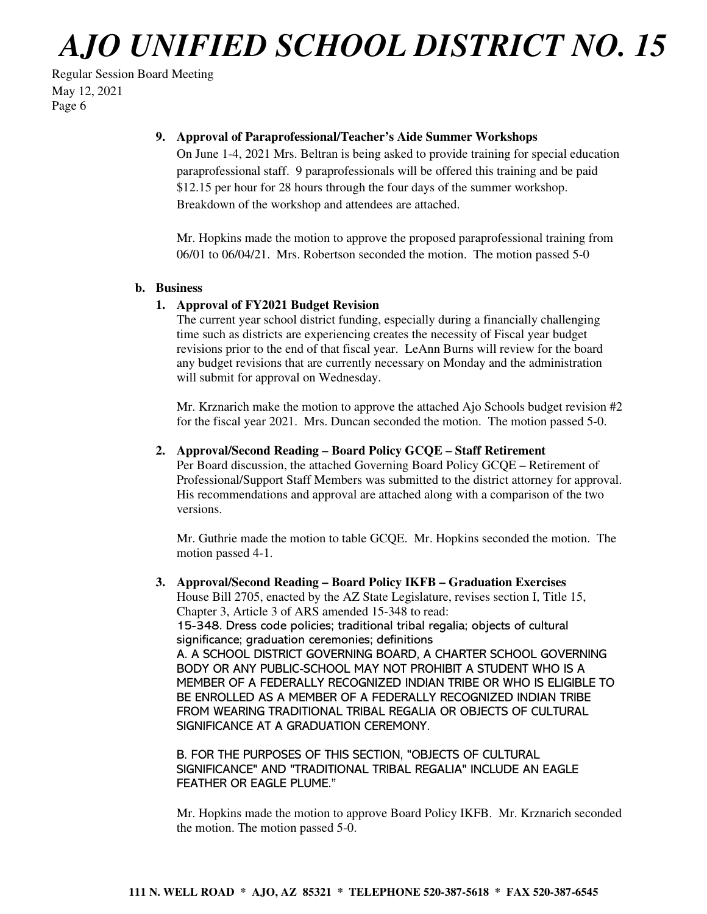**9. Approval of Paraprofessional/Teacher's Aide Summer Workshops**

On June 1-4, 2021 Mrs. Beltran is being asked to provide training for special education paraprofessional staff. 9 paraprofessionals will be offered this training and be paid \$12.15 per hour for 28 hours through the four days of the summer workshop. Breakdown of the workshop and attendees are attached.

Mr. Hopkins made the motion to approve the proposed paraprofessional training from 06/01 to 06/04/21. Mrs. Robertson seconded the motion. The motion passed 5-0

**b. Business**

**1. Approval of FY2021 Budget Revision**

The current year school district funding, especially during a financially challenging time such as districts are experiencing creates the necessity of Fiscal year budget revisions prior to the end of that fiscal year. LeAnn Burns will review for the board any budget revisions that are currently necessary on Monday and the administration will submit for approval on Wednesday.

Mr. Krznarich make the motion to approve the attached Ajo Schools budget revision #2 for the fiscal year 2021. Mrs. Duncan seconded the motion. The motion passed 5-0.

**2. Approval/Second Reading – Board Policy GCQE – Staff Retirement**

Per Board discussion, the attached Governing Board Policy GCQE – Retirement of Professional/Support Staff Members was submitted to the district attorney for approval. His recommendations and approval are attached along with a comparison of the two versions.

Mr. Guthrie made the motion to table GCQE. Mr. Hopkins seconded the motion. The motion passed 4-1.

**3. Approval/Second Reading – Board Policy IKFB – Graduation Exercises**

House Bill 2705, enacted by the AZ State Legislature, revises section I, Title 15, Chapter 3, Article 3 of ARS amended 15-348 to read:

15-348. Dress code policies; traditional tribal regalia; objects of cultural significance; graduation ceremonies; definitions

A. A SCHOOL DISTRICT GOVERNING BOARD, A CHARTER SCHOOL GOVERNING BODY OR ANY PUBLIC-SCHOOL MAY NOT PROHIBIT A STUDENT WHO IS A MEMBER OF A FEDERALLY RECOGNIZED INDIAN TRIBE OR WHO IS ELIGIBLE TO BE ENROLLED AS A MEMBER OF A FEDERALLY RECOGNIZED INDIAN TRIBE FROM WEARING TRADITIONAL TRIBAL REGALIA OR OBJECTS OF CULTURAL SIGNIFICANCE AT A GRADUATION CEREMONY.

B. FOR THE PURPOSES OF THIS SECTION, "OBJECTS OF CULTURAL SIGNIFICANCE" AND "TRADITIONAL TRIBAL REGALIA" INCLUDE AN EAGLE FEATHER OR EAGLE PLUME."

Mr. Hopkins made the motion to approve Board Policy IKFB. Mr. Krznarich seconded the motion. The motion passed 5-0.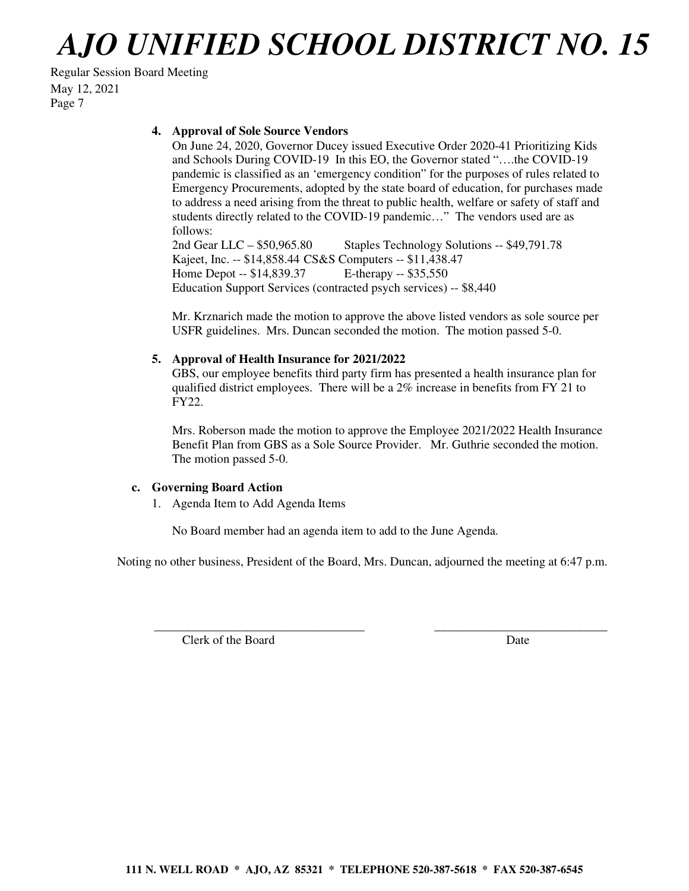4. **Approval of Sole Source Vendors**

   On June 24, 2020, Governor Ducey issued Executive Order 2020-41 Prioritizing Kids and Schools During COVID-19 In this EO, the Governor stated "….the COVID-19 pandemic is classified as an 'emergency condition" for the purposes of rules related to Emergency Procurements, adopted by the state board of education, for purchases made to address a need arising from the threat to public health, welfare or safety of staff and students directly related to the COVID-19 pandemic…" The vendors used are as follows:

   2nd Gear LLC – $50,965.80 Staples Technology Solutions -- $49,791.78
   Kajeet, Inc. -- $14,858.44 CS&S Computers -- $11,438.47
   Home Depot -- $14,839.37 E-therapy -- $35,550
   Education Support Services (contracted psych services) -- $8,440

   Mr. Krznarich made the motion to approve the above listed vendors as sole source per USFR guidelines. Mrs. Duncan seconded the motion. The motion passed 5-0.

5. **Approval of Health Insurance for 2021/2022**

   GBS, our employee benefits third party firm has presented a health insurance plan for qualified district employees. There will be a 2% increase in benefits from FY 21 to FY22.

   Mrs. Roberson made the motion to approve the Employee 2021/2022 Health Insurance Benefit Plan from GBS as a Sole Source Provider. Mr. Guthrie seconded the motion. The motion passed 5-0.

**c. Governing Board Action**

1. Agenda Item to Add Agenda Items

   No Board member had an agenda item to add to the June Agenda.

Noting no other business, President of the Board, Mrs. Duncan, adjourned the meeting at 6:47 p.m.

\_\_\_\_\_\_\_\_\_\_\_\_\_\_\_\_\_\_\_\_\_\_\_\_\_\_\_\_\_\_\_\_\_\_ \_\_\_\_\_\_\_\_\_\_\_\_\_\_\_\_\_\_\_\_\_\_\_\_\_\_\_\_

Clerk of the Board Date